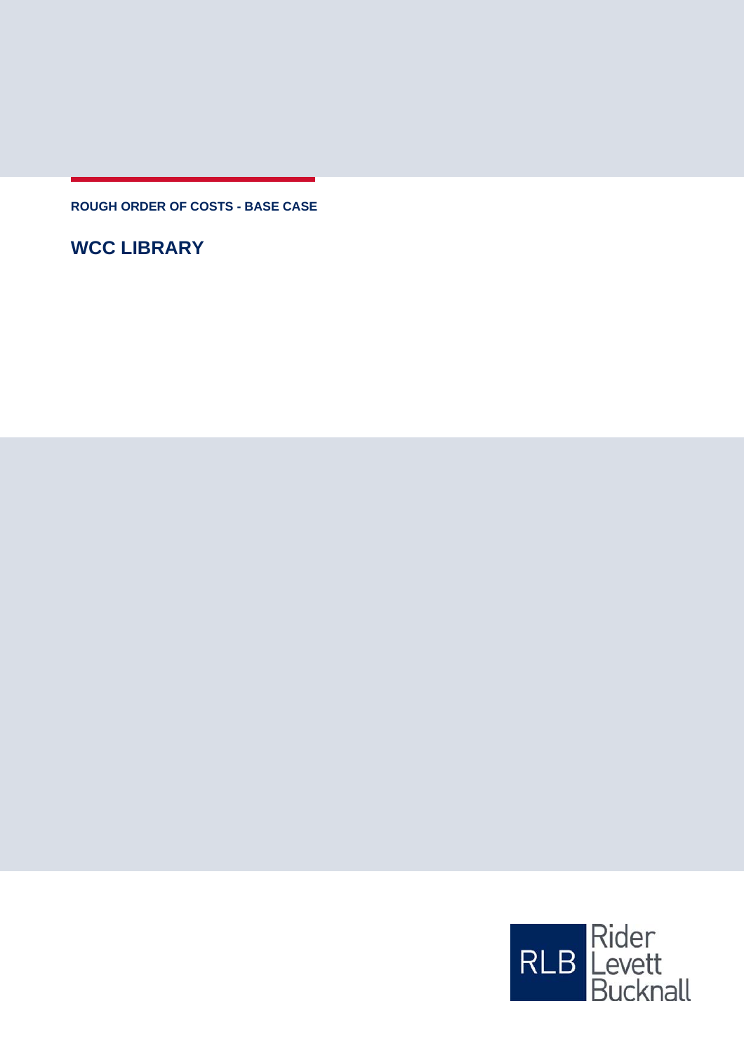**ROUGH ORDER OF COSTS - BASE CASE**

# WCC LIBRARY

Rider Levett Bucknall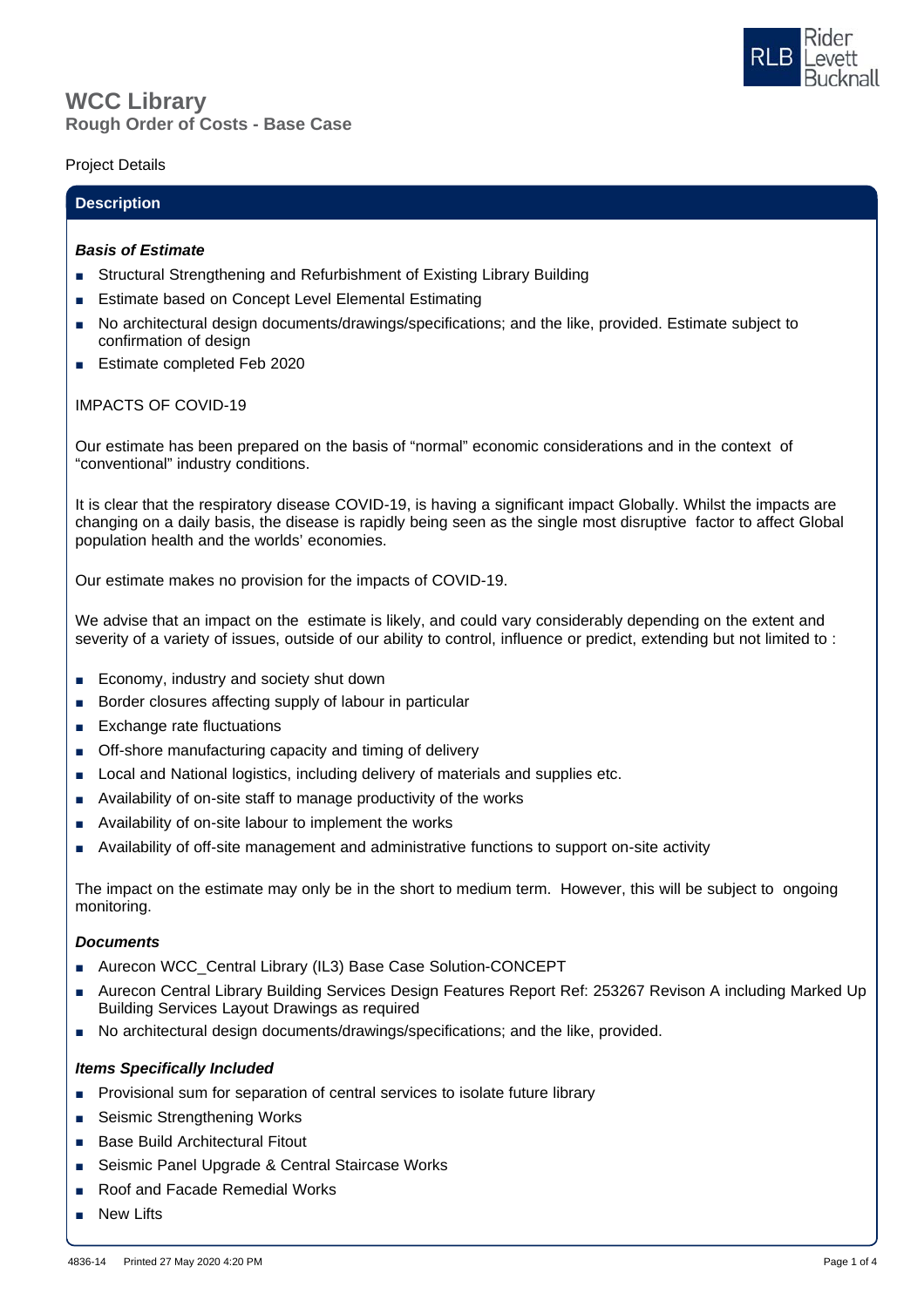# WCC Library

## Rough Order of Costs - Base Case

Project Details

### Description

***Basis of Estimate***

- Structural Strengthening and Refurbishment of Existing Library Building
- Estimate based on Concept Level Elemental Estimating
- No architectural design documents/drawings/specifications; and the like, provided. Estimate subject to confirmation of design
- Estimate completed Feb 2020

IMPACTS OF COVID-19

Our estimate has been prepared on the basis of "normal" economic considerations and in the context of "conventional" industry conditions.

It is clear that the respiratory disease COVID-19, is having a significant impact Globally. Whilst the impacts are changing on a daily basis, the disease is rapidly being seen as the single most disruptive factor to affect Global population health and the worlds' economies.

Our estimate makes no provision for the impacts of COVID-19.

We advise that an impact on the estimate is likely, and could vary considerably depending on the extent and severity of a variety of issues, outside of our ability to control, influence or predict, extending but not limited to :

- Economy, industry and society shut down
- Border closures affecting supply of labour in particular
- Exchange rate fluctuations
- Off-shore manufacturing capacity and timing of delivery
- Local and National logistics, including delivery of materials and supplies etc.
- Availability of on-site staff to manage productivity of the works
- Availability of on-site labour to implement the works
- Availability of off-site management and administrative functions to support on-site activity

The impact on the estimate may only be in the short to medium term. However, this will be subject to ongoing monitoring.

***Documents***

- Aurecon WCC_Central Library (IL3) Base Case Solution-CONCEPT
- Aurecon Central Library Building Services Design Features Report Ref: 253267 Revison A including Marked Up Building Services Layout Drawings as required
- No architectural design documents/drawings/specifications; and the like, provided.

***Items Specifically Included***

- Provisional sum for separation of central services to isolate future library
- Seismic Strengthening Works
- Base Build Architectural Fitout
- Seismic Panel Upgrade & Central Staircase Works
- Roof and Facade Remedial Works
- New Lifts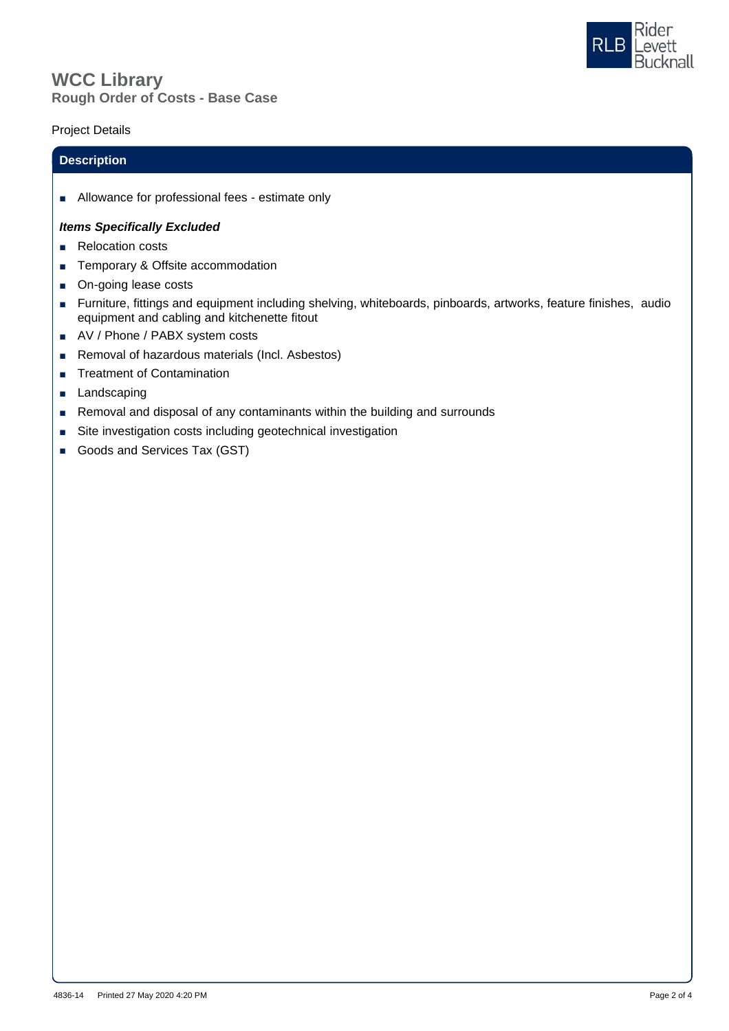# WCC Library

## Rough Order of Costs - Base Case

Project Details

### Description

- Allowance for professional fees - estimate only

***Items Specifically Excluded***

- Relocation costs
- Temporary & Offsite accommodation
- On-going lease costs
- Furniture, fittings and equipment including shelving, whiteboards, pinboards, artworks, feature finishes, audio equipment and cabling and kitchenette fitout
- AV / Phone / PABX system costs
- Removal of hazardous materials (Incl. Asbestos)
- Treatment of Contamination
- Landscaping
- Removal and disposal of any contaminants within the building and surrounds
- Site investigation costs including geotechnical investigation
- Goods and Services Tax (GST)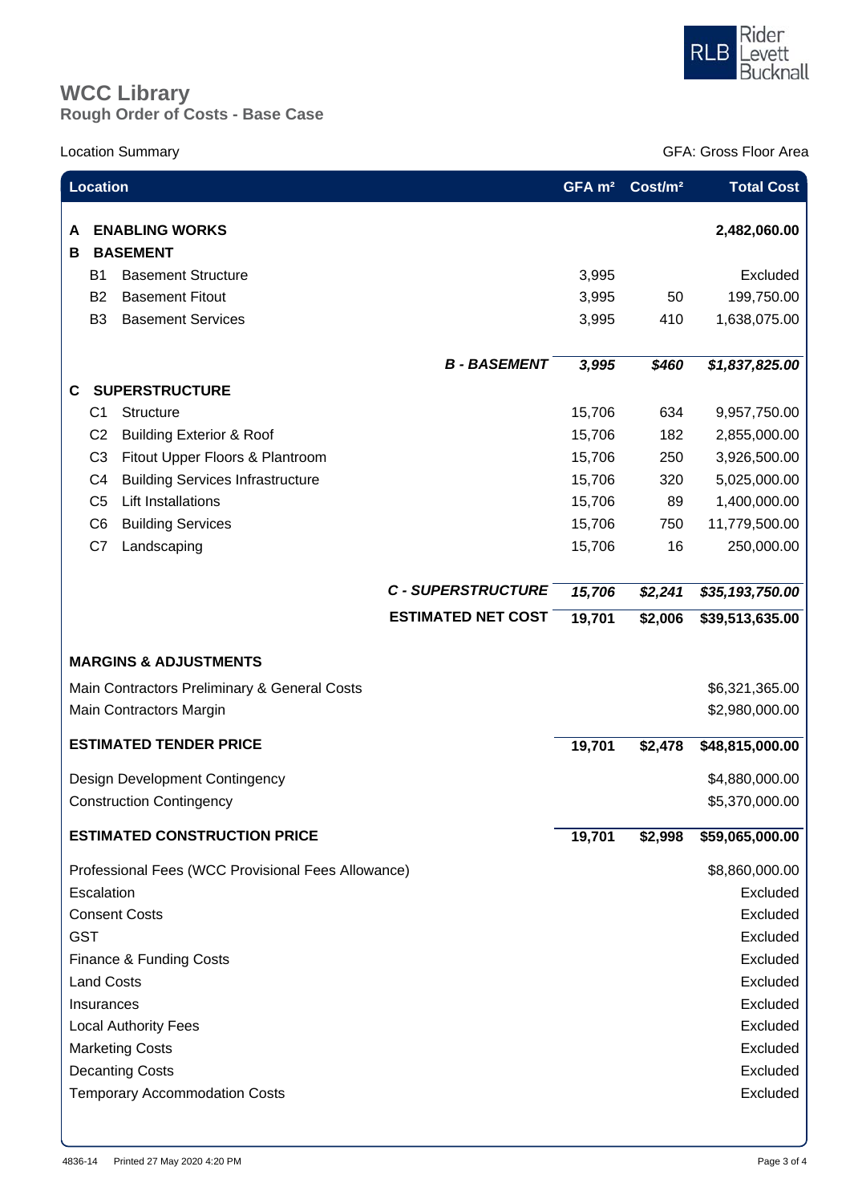# WCC Library

## Rough Order of Costs - Base Case

Location Summary

GFA: Gross Floor Area

| Location | | GFA m² | Cost/m² | Total Cost |
|---|---|---|---|---|
| **A** | **ENABLING WORKS** | | | **2,482,060.00** |
| **B** | **BASEMENT** | | | |
| B1 | Basement Structure | 3,995 | | Excluded |
| B2 | Basement Fitout | 3,995 | 50 | 199,750.00 |
| B3 | Basement Services | 3,995 | 410 | 1,638,075.00 |
| | ***B - BASEMENT*** | ***3,995*** | ***$460*** | ***$1,837,825.00*** |
| **C** | **SUPERSTRUCTURE** | | | |
| C1 | Structure | 15,706 | 634 | 9,957,750.00 |
| C2 | Building Exterior & Roof | 15,706 | 182 | 2,855,000.00 |
| C3 | Fitout Upper Floors & Plantroom | 15,706 | 250 | 3,926,500.00 |
| C4 | Building Services Infrastructure | 15,706 | 320 | 5,025,000.00 |
| C5 | Lift Installations | 15,706 | 89 | 1,400,000.00 |
| C6 | Building Services | 15,706 | 750 | 11,779,500.00 |
| C7 | Landscaping | 15,706 | 16 | 250,000.00 |
| | ***C - SUPERSTRUCTURE*** | ***15,706*** | ***$2,241*** | ***$35,193,750.00*** |
| | **ESTIMATED NET COST** | **19,701** | **$2,006** | **$39,513,635.00** |
| **MARGINS & ADJUSTMENTS** | | | | |
| Main Contractors Preliminary & General Costs | | | | $6,321,365.00 |
| Main Contractors Margin | | | | $2,980,000.00 |
| **ESTIMATED TENDER PRICE** | | **19,701** | **$2,478** | **$48,815,000.00** |
| Design Development Contingency | | | | $4,880,000.00 |
| Construction Contingency | | | | $5,370,000.00 |
| **ESTIMATED CONSTRUCTION PRICE** | | **19,701** | **$2,998** | **$59,065,000.00** |
| Professional Fees (WCC Provisional Fees Allowance) | | | | $8,860,000.00 |
| Escalation | | | | Excluded |
| Consent Costs | | | | Excluded |
| GST | | | | Excluded |
| Finance & Funding Costs | | | | Excluded |
| Land Costs | | | | Excluded |
| Insurances | | | | Excluded |
| Local Authority Fees | | | | Excluded |
| Marketing Costs | | | | Excluded |
| Decanting Costs | | | | Excluded |
| Temporary Accommodation Costs | | | | Excluded |

4836-14 Printed 27 May 2020 4:20 PM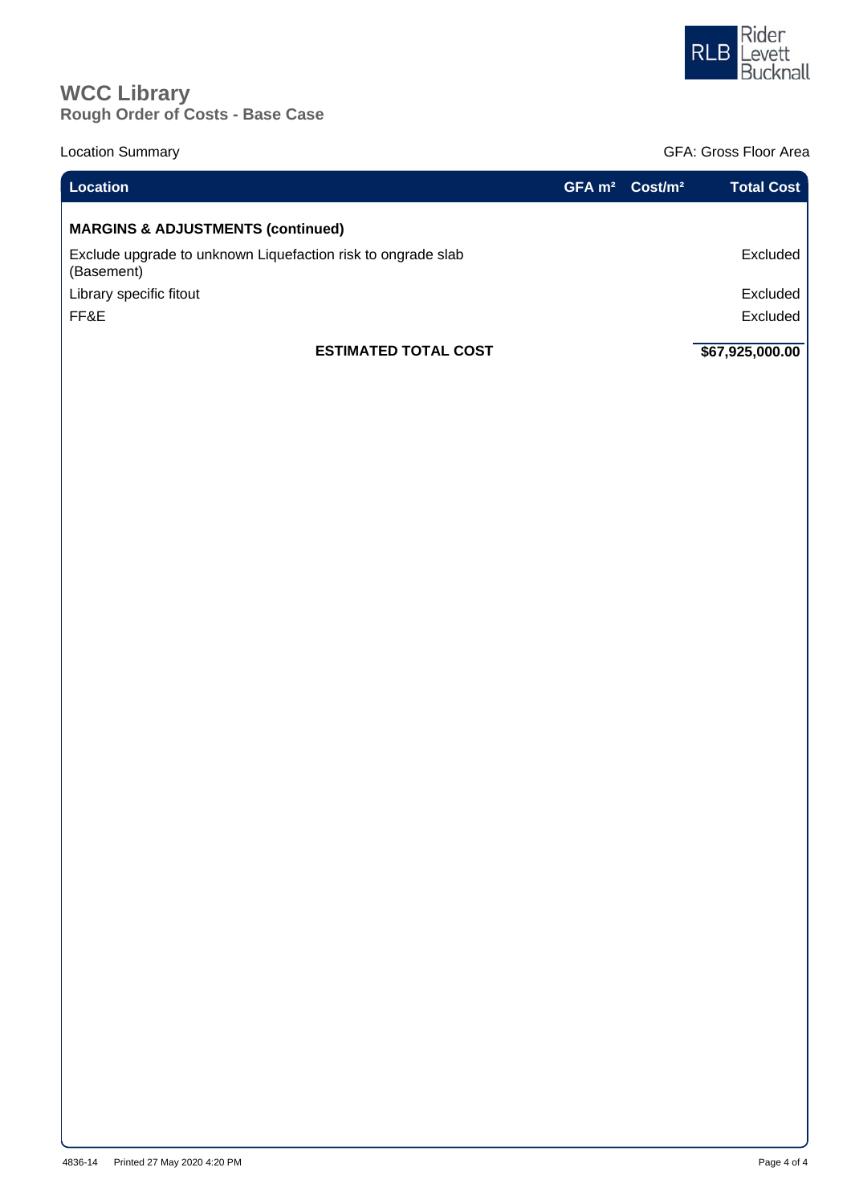# WCC Library

## Rough Order of Costs - Base Case

Location Summary

GFA: Gross Floor Area

| Location | GFA m² | Cost/m² | Total Cost |
|---|---|---|---|
| **MARGINS & ADJUSTMENTS (continued)** | | | |
| Exclude upgrade to unknown Liquefaction risk to ongrade slab (Basement) | | | Excluded |
| Library specific fitout | | | Excluded |
| FF&E | | | Excluded |
| **ESTIMATED TOTAL COST** | | | **$67,925,000.00** |

4836-14 Printed 27 May 2020 4:20 PM